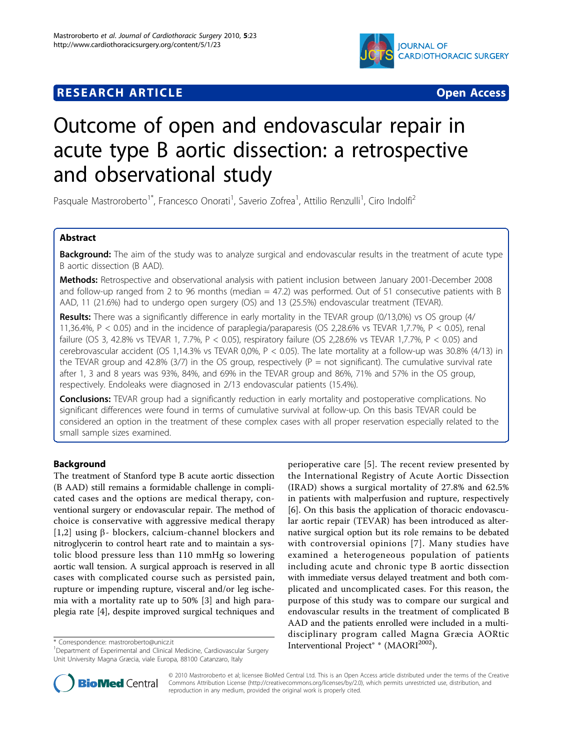# RESEARCH ARTICLE

Open Access

# Outcome of open and endovascular repair in acute type B aortic dissection: a retrospective and observational study

Pasquale Mastroroberto[1*], Francesco Onorati[1], Saverio Zofrea[1], Attilio Renzulli[1], Ciro Indolfi[2]

## Abstract

**Background:** The aim of the study was to analyze surgical and endovascular results in the treatment of acute type B aortic dissection (B AAD).

**Methods:** Retrospective and observational analysis with patient inclusion between January 2001-December 2008 and follow-up ranged from 2 to 96 months (median = 47.2) was performed. Out of 51 consecutive patients with B AAD, 11 (21.6%) had to undergo open surgery (OS) and 13 (25.5%) endovascular treatment (TEVAR).

**Results:** There was a significantly difference in early mortality in the TEVAR group (0/13,0%) vs OS group (4/11,36.4%, $P < 0.05$) and in the incidence of paraplegia/paraparesis (OS 2,28.6% vs TEVAR 1,7.7%, $P < 0.05$), renal failure (OS 3, 42.8% vs TEVAR 1, 7.7%, $P < 0.05$), respiratory failure (OS 2,28.6% vs TEVAR 1,7.7%, $P < 0.05$) and cerebrovascular accident (OS 1,14.3% vs TEVAR 0,0%, $P < 0.05$). The late mortality at a follow-up was 30.8% (4/13) in the TEVAR group and 42.8% (3/7) in the OS group, respectively ($P$ = not significant). The cumulative survival rate after 1, 3 and 8 years was 93%, 84%, and 69% in the TEVAR group and 86%, 71% and 57% in the OS group, respectively. Endoleaks were diagnosed in 2/13 endovascular patients (15.4%).

**Conclusions:** TEVAR group had a significantly reduction in early mortality and postoperative complications. No significant differences were found in terms of cumulative survival at follow-up. On this basis TEVAR could be considered an option in the treatment of these complex cases with all proper reservation especially related to the small sample sizes examined.

## Background

The treatment of Stanford type B acute aortic dissection (B AAD) still remains a formidable challenge in complicated cases and the options are medical therapy, conventional surgery or endovascular repair. The method of choice is conservative with aggressive medical therapy [1,2] using β- blockers, calcium-channel blockers and nitroglycerin to control heart rate and to maintain a systolic blood pressure less than 110 mmHg so lowering aortic wall tension. A surgical approach is reserved in all cases with complicated course such as persisted pain, rupture or impending rupture, visceral and/or leg ischemia with a mortality rate up to 50% [3] and high paraplegia rate [4], despite improved surgical techniques and perioperative care [5]. The recent review presented by the International Registry of Acute Aortic Dissection (IRAD) shows a surgical mortality of 27.8% and 62.5% in patients with malperfusion and rupture, respectively [6]. On this basis the application of thoracic endovascular aortic repair (TEVAR) has been introduced as alternative surgical option but its role remains to be debated with controversial opinions [7]. Many studies have examined a heterogeneous population of patients including acute and chronic type B aortic dissection with immediate versus delayed treatment and both complicated and uncomplicated cases. For this reason, the purpose of this study was to compare our surgical and endovascular results in the treatment of complicated B AAD and the patients enrolled were included in a multidisciplinary program called Magna Græcia AORtic Interventional Project® * (MAORI[2002]).

\* Correspondence: mastroroberto@unicz.it
[1]Department of Experimental and Clinical Medicine, Cardiovascular Surgery Unit University Magna Græcia, viale Europa, 88100 Catanzaro, Italy

© 2010 Mastroroberto et al; licensee BioMed Central Ltd. This is an Open Access article distributed under the terms of the Creative Commons Attribution License (http://creativecommons.org/licenses/by/2.0), which permits unrestricted use, distribution, and reproduction in any medium, provided the original work is properly cited.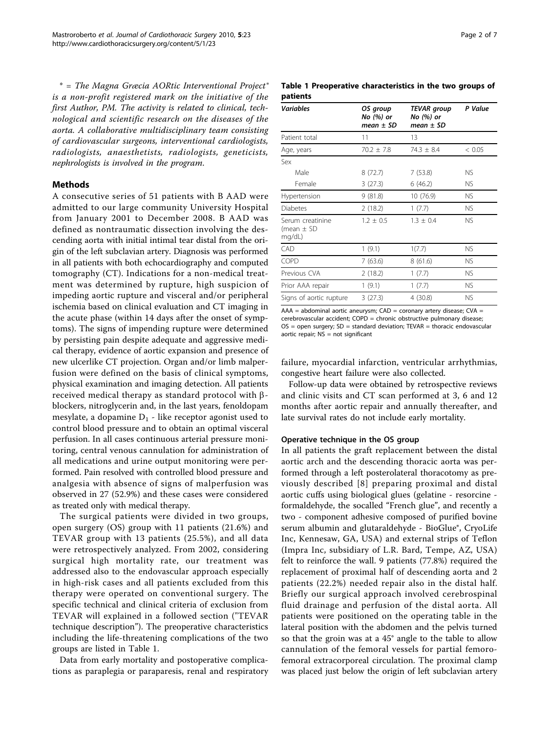* = *The Magna Græcia AORtic Interventional Project® is a non-profit registered mark on the initiative of the first Author, PM. The activity is related to clinical, technological and scientific research on the diseases of the aorta. A collaborative multidisciplinary team consisting of cardiovascular surgeons, interventional cardiologists, radiologists, anaesthetists, radiologists, geneticists, nephrologists is involved in the program.*

## Methods

A consecutive series of 51 patients with B AAD were admitted to our large community University Hospital from January 2001 to December 2008. B AAD was defined as nontraumatic dissection involving the descending aorta with initial intimal tear distal from the origin of the left subclavian artery. Diagnosis was performed in all patients with both echocardiography and computed tomography (CT). Indications for a non-medical treatment was determined by rupture, high suspicion of impeding aortic rupture and visceral and/or peripheral ischemia based on clinical evaluation and CT imaging in the acute phase (within 14 days after the onset of symptoms). The signs of impending rupture were determined by persisting pain despite adequate and aggressive medical therapy, evidence of aortic expansion and presence of new ulcerlike CT projection. Organ and/or limb malperfusion were defined on the basis of clinical symptoms, physical examination and imaging detection. All patients received medical therapy as standard protocol with β-blockers, nitroglycerin and, in the last years, fenoldopam mesylate, a dopamine $D_1$ - like receptor agonist used to control blood pressure and to obtain an optimal visceral perfusion. In all cases continuous arterial pressure monitoring, central venous cannulation for administration of all medications and urine output monitoring were performed. Pain resolved with controlled blood pressure and analgesia with absence of signs of malperfusion was observed in 27 (52.9%) and these cases were considered as treated only with medical therapy.

The surgical patients were divided in two groups, open surgery (OS) group with 11 patients (21.6%) and TEVAR group with 13 patients (25.5%), and all data were retrospectively analyzed. From 2002, considering surgical high mortality rate, our treatment was addressed also to the endovascular approach especially in high-risk cases and all patients excluded from this therapy were operated on conventional surgery. The specific technical and clinical criteria of exclusion from TEVAR will explained in a followed section ("TEVAR technique description"). The preoperative characteristics including the life-threatening complications of the two groups are listed in Table 1.

Data from early mortality and postoperative complications as paraplegia or paraparesis, renal and respiratory failure, myocardial infarction, ventricular arrhythmias, congestive heart failure were also collected.

Follow-up data were obtained by retrospective reviews and clinic visits and CT scan performed at 3, 6 and 12 months after aortic repair and annually thereafter, and late survival rates do not include early mortality.

**Table 1 Preoperative characteristics in the two groups of patients**

| *Variables* | *OS group No (%) or mean ± SD* | *TEVAR group No (%) or mean ± SD* | *P Value* |
|---|---|---|---|
| Patient total | 11 | 13 | |
| Age, years | 70.2 ± 7.8 | 74.3 ± 8.4 | < 0.05 |
| Sex | | | |
| Male | 8 (72.7) | 7 (53.8) | NS |
| Female | 3 (27.3) | 6 (46.2) | NS |
| Hypertension | 9 (81.8) | 10 (76.9) | NS |
| Diabetes | 2 (18.2) | 1 (7.7) | NS |
| Serum creatinine (mean ± SD mg/dL) | 1.2 ± 0.5 | 1.3 ± 0.4 | NS |
| CAD | 1 (9.1) | 1(7.7) | NS |
| COPD | 7 (63.6) | 8 (61.6) | NS |
| Previous CVA | 2 (18.2) | 1 (7.7) | NS |
| Prior AAA repair | 1 (9.1) | 1 (7.7) | NS |
| Signs of aortic rupture | 3 (27.3) | 4 (30.8) | NS |

AAA = abdominal aortic aneurysm; CAD = coronary artery disease; CVA = cerebrovascular accident; COPD = chronic obstructive pulmonary disease; OS = open surgery; SD = standard deviation; TEVAR = thoracic endovascular aortic repair; NS = not significant

### Operative technique in the OS group

In all patients the graft replacement between the distal aortic arch and the descending thoracic aorta was performed through a left posterolateral thoracotomy as previously described [8] preparing proximal and distal aortic cuffs using biological glues (gelatine - resorcine - formaldehyde, the socalled "French glue", and recently a two - component adhesive composed of purified bovine serum albumin and glutaraldehyde - BioGlue®, CryoLife Inc, Kennesaw, GA, USA) and external strips of Teflon (Impra Inc, subsidiary of L.R. Bard, Tempe, AZ, USA) felt to reinforce the wall. 9 patients (77.8%) required the replacement of proximal half of descending aorta and 2 patients (22.2%) needed repair also in the distal half. Briefly our surgical approach involved cerebrospinal fluid drainage and perfusion of the distal aorta. All patients were positioned on the operating table in the lateral position with the abdomen and the pelvis turned so that the groin was at a 45° angle to the table to allow cannulation of the femoral vessels for partial femoro-femoral extracorporeal circulation. The proximal clamp was placed just below the origin of left subclavian artery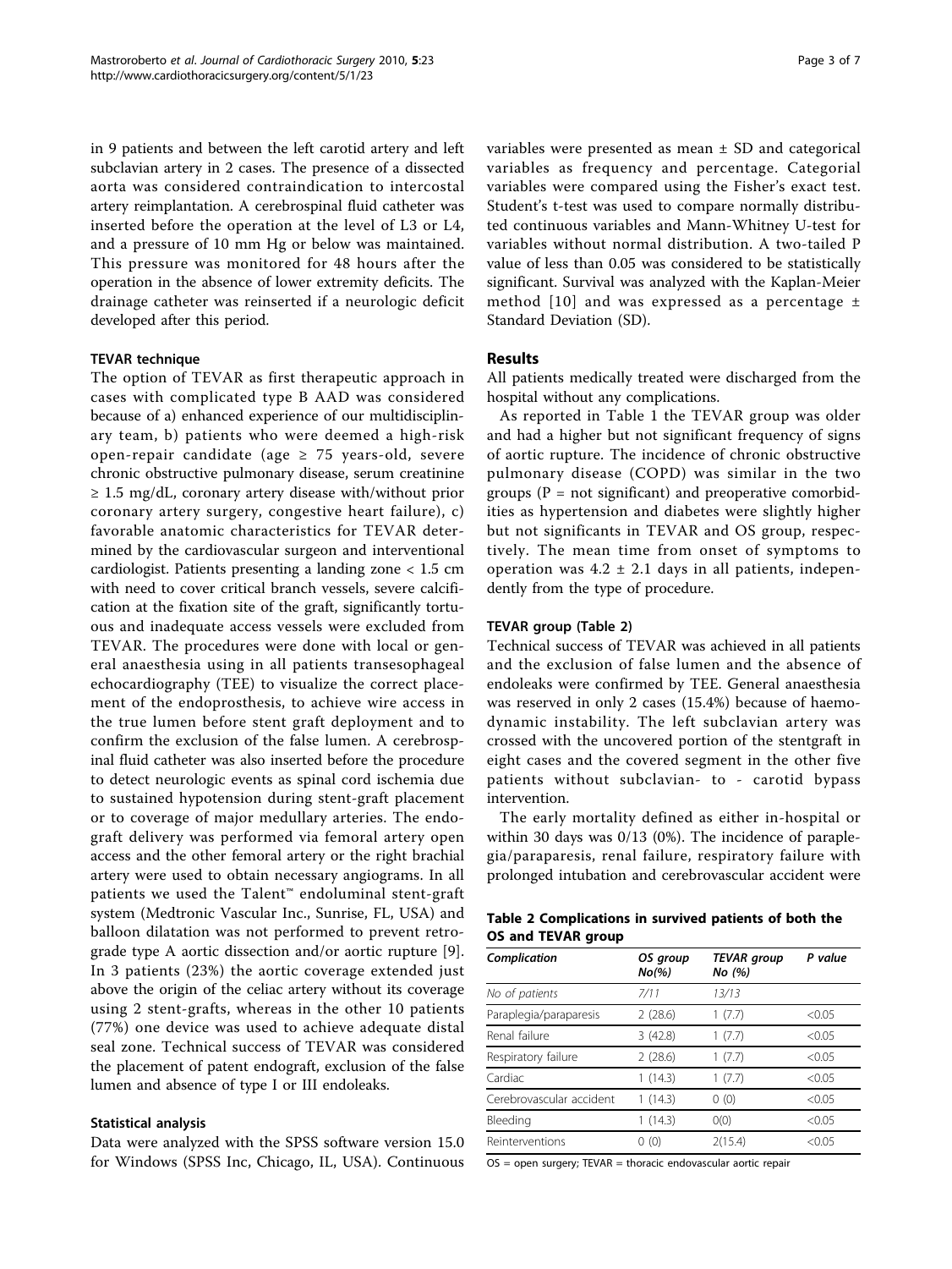in 9 patients and between the left carotid artery and left subclavian artery in 2 cases. The presence of a dissected aorta was considered contraindication to intercostal artery reimplantation. A cerebrospinal fluid catheter was inserted before the operation at the level of L3 or L4, and a pressure of 10 mm Hg or below was maintained. This pressure was monitored for 48 hours after the operation in the absence of lower extremity deficits. The drainage catheter was reinserted if a neurologic deficit developed after this period.

### TEVAR technique

The option of TEVAR as first therapeutic approach in cases with complicated type B AAD was considered because of a) enhanced experience of our multidisciplinary team, b) patients who were deemed a high-risk open-repair candidate (age ≥ 75 years-old, severe chronic obstructive pulmonary disease, serum creatinine ≥ 1.5 mg/dL, coronary artery disease with/without prior coronary artery surgery, congestive heart failure), c) favorable anatomic characteristics for TEVAR determined by the cardiovascular surgeon and interventional cardiologist. Patients presenting a landing zone < 1.5 cm with need to cover critical branch vessels, severe calcification at the fixation site of the graft, significantly tortuous and inadequate access vessels were excluded from TEVAR. The procedures were done with local or general anaesthesia using in all patients transesophageal echocardiography (TEE) to visualize the correct placement of the endoprosthesis, to achieve wire access in the true lumen before stent graft deployment and to confirm the exclusion of the false lumen. A cerebrospinal fluid catheter was also inserted before the procedure to detect neurologic events as spinal cord ischemia due to sustained hypotension during stent-graft placement or to coverage of major medullary arteries. The endograft delivery was performed via femoral artery open access and the other femoral artery or the right brachial artery were used to obtain necessary angiograms. In all patients we used the Talent™ endoluminal stent-graft system (Medtronic Vascular Inc., Sunrise, FL, USA) and balloon dilatation was not performed to prevent retrograde type A aortic dissection and/or aortic rupture [9]. In 3 patients (23%) the aortic coverage extended just above the origin of the celiac artery without its coverage using 2 stent-grafts, whereas in the other 10 patients (77%) one device was used to achieve adequate distal seal zone. Technical success of TEVAR was considered the placement of patent endograft, exclusion of the false lumen and absence of type I or III endoleaks.

### Statistical analysis

Data were analyzed with the SPSS software version 15.0 for Windows (SPSS Inc, Chicago, IL, USA). Continuous variables were presented as mean ± SD and categorical variables as frequency and percentage. Categorial variables were compared using the Fisher's exact test. Student's t-test was used to compare normally distributed continuous variables and Mann-Whitney U-test for variables without normal distribution. A two-tailed P value of less than 0.05 was considered to be statistically significant. Survival was analyzed with the Kaplan-Meier method [10] and was expressed as a percentage ± Standard Deviation (SD).

## Results

All patients medically treated were discharged from the hospital without any complications.

As reported in Table 1 the TEVAR group was older and had a higher but not significant frequency of signs of aortic rupture. The incidence of chronic obstructive pulmonary disease (COPD) was similar in the two groups (P = not significant) and preoperative comorbidities as hypertension and diabetes were slightly higher but not significants in TEVAR and OS group, respectively. The mean time from onset of symptoms to operation was 4.2 ± 2.1 days in all patients, independently from the type of procedure.

### TEVAR group (Table 2)

Technical success of TEVAR was achieved in all patients and the exclusion of false lumen and the absence of endoleaks were confirmed by TEE. General anaesthesia was reserved in only 2 cases (15.4%) because of haemodynamic instability. The left subclavian artery was crossed with the uncovered portion of the stentgraft in eight cases and the covered segment in the other five patients without subclavian- to - carotid bypass intervention.

The early mortality defined as either in-hospital or within 30 days was 0/13 (0%). The incidence of paraplegia/paraparesis, renal failure, respiratory failure with prolonged intubation and cerebrovascular accident were

**Table 2 Complications in survived patients of both the OS and TEVAR group**

| Complication | OS group No(%) | TEVAR group No (%) | P value |
|---|---|---|---|
| No of patients | 7/11 | 13/13 | |
| Paraplegia/paraparesis | 2 (28.6) | 1 (7.7) | <0.05 |
| Renal failure | 3 (42.8) | 1 (7.7) | <0.05 |
| Respiratory failure | 2 (28.6) | 1 (7.7) | <0.05 |
| Cardiac | 1 (14.3) | 1 (7.7) | <0.05 |
| Cerebrovascular accident | 1 (14.3) | 0 (0) | <0.05 |
| Bleeding | 1 (14.3) | 0(0) | <0.05 |
| Reinterventions | 0 (0) | 2(15.4) | <0.05 |

OS = open surgery; TEVAR = thoracic endovascular aortic repair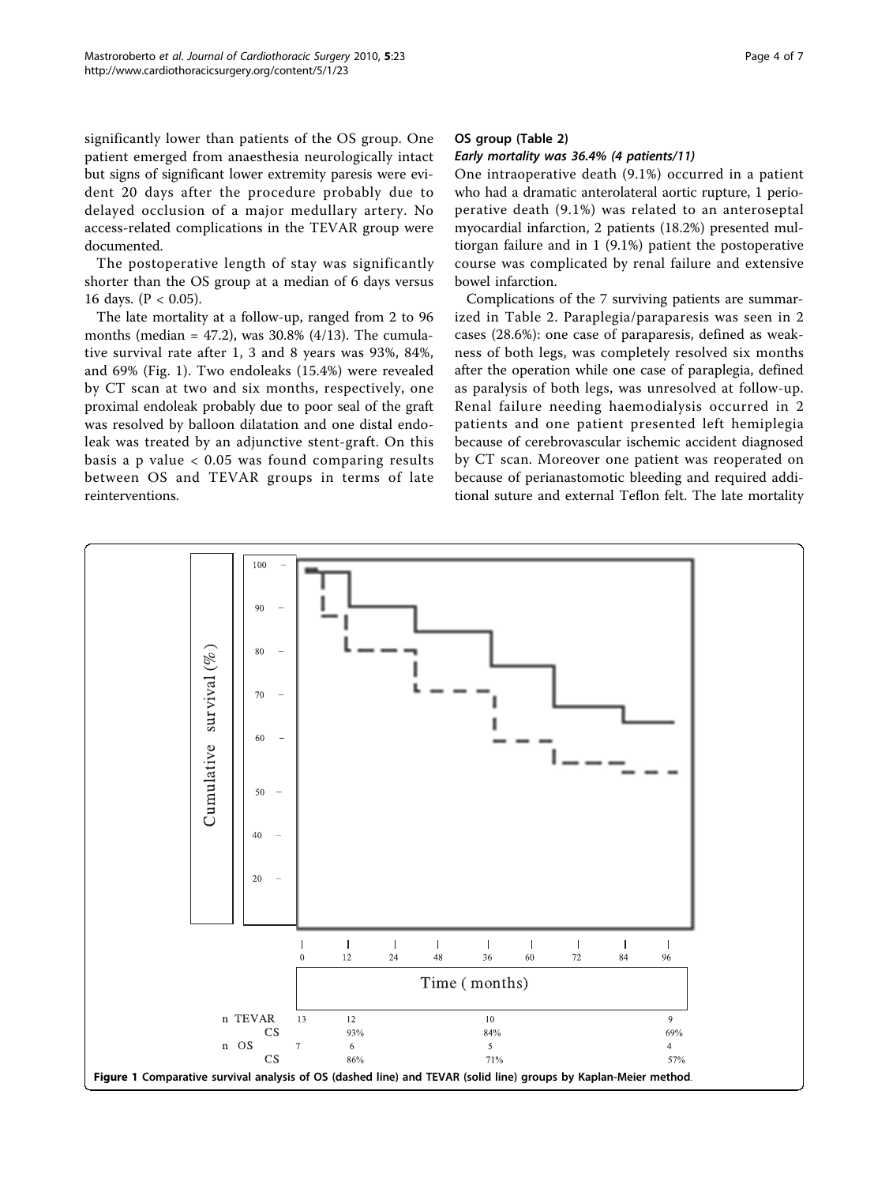significantly lower than patients of the OS group. One patient emerged from anaesthesia neurologically intact but signs of significant lower extremity paresis were evident 20 days after the procedure probably due to delayed occlusion of a major medullary artery. No access-related complications in the TEVAR group were documented.

The postoperative length of stay was significantly shorter than the OS group at a median of 6 days versus 16 days. ($P < 0.05$).

The late mortality at a follow-up, ranged from 2 to 96 months (median = 47.2), was 30.8% (4/13). The cumulative survival rate after 1, 3 and 8 years was 93%, 84%, and 69% (Fig. 1). Two endoleaks (15.4%) were revealed by CT scan at two and six months, respectively, one proximal endoleak probably due to poor seal of the graft was resolved by balloon dilatation and one distal endoleak was treated by an adjunctive stent-graft. On this basis a p value < 0.05 was found comparing results between OS and TEVAR groups in terms of late reinterventions.

### OS group (Table 2)

#### *Early mortality was 36.4% (4 patients/11)*

One intraoperative death (9.1%) occurred in a patient who had a dramatic anterolateral aortic rupture, 1 perioperative death (9.1%) was related to an anteroseptal myocardial infarction, 2 patients (18.2%) presented multiorgan failure and in 1 (9.1%) patient the postoperative course was complicated by renal failure and extensive bowel infarction.

Complications of the 7 surviving patients are summarized in Table 2. Paraplegia/paraparesis was seen in 2 cases (28.6%): one case of paraparesis, defined as weakness of both legs, was completely resolved six months after the operation while one case of paraplegia, defined as paralysis of both legs, was unresolved at follow-up. Renal failure needing haemodialysis occurred in 2 patients and one patient presented left hemiplegia because of cerebrovascular ischemic accident diagnosed by CT scan. Moreover one patient was reoperated on because of perianastomotic bleeding and required additional suture and external Teflon felt. The late mortality

Cumulative survival (%)

100, 90, 80, 70, 60, 50, 40, 20

Time ( months)

0, 12, 24, 48, 36, 60, 72, 84, 96

n TEVAR: 13, 12, 10, 9
CS: 93%, 84%, 69%
n OS: 7, 6, 5, 4
CS: 86%, 71%, 57%

**Figure 1 Comparative survival analysis of OS (dashed line) and TEVAR (solid line) groups by Kaplan-Meier method**.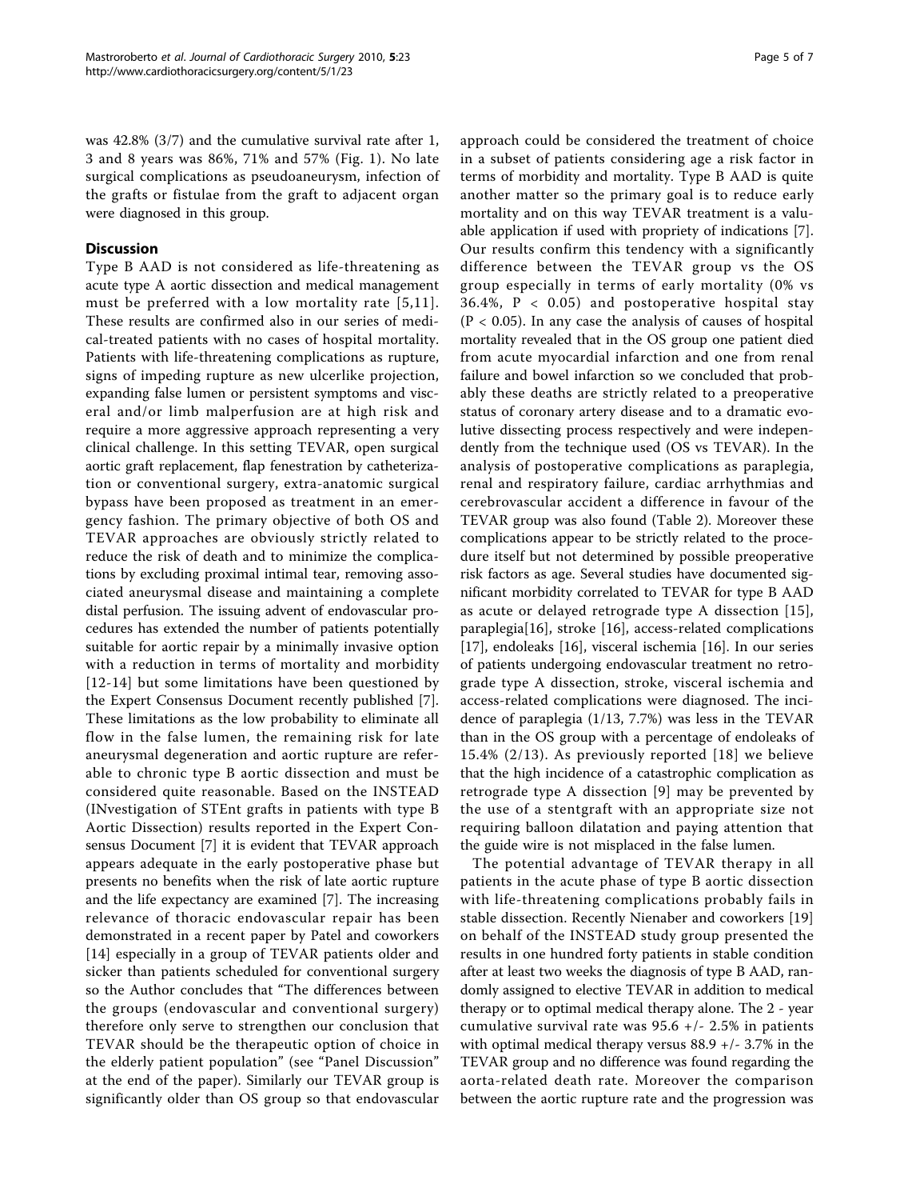was 42.8% (3/7) and the cumulative survival rate after 1, 3 and 8 years was 86%, 71% and 57% (Fig. 1). No late surgical complications as pseudoaneurysm, infection of the grafts or fistulae from the graft to adjacent organ were diagnosed in this group.

## Discussion

Type B AAD is not considered as life-threatening as acute type A aortic dissection and medical management must be preferred with a low mortality rate [5,11]. These results are confirmed also in our series of medical-treated patients with no cases of hospital mortality. Patients with life-threatening complications as rupture, signs of impeding rupture as new ulcerlike projection, expanding false lumen or persistent symptoms and visceral and/or limb malperfusion are at high risk and require a more aggressive approach representing a very clinical challenge. In this setting TEVAR, open surgical aortic graft replacement, flap fenestration by catheterization or conventional surgery, extra-anatomic surgical bypass have been proposed as treatment in an emergency fashion. The primary objective of both OS and TEVAR approaches are obviously strictly related to reduce the risk of death and to minimize the complications by excluding proximal intimal tear, removing associated aneurysmal disease and maintaining a complete distal perfusion. The issuing advent of endovascular procedures has extended the number of patients potentially suitable for aortic repair by a minimally invasive option with a reduction in terms of mortality and morbidity [12-14] but some limitations have been questioned by the Expert Consensus Document recently published [7]. These limitations as the low probability to eliminate all flow in the false lumen, the remaining risk for late aneurysmal degeneration and aortic rupture are referable to chronic type B aortic dissection and must be considered quite reasonable. Based on the INSTEAD (INvestigation of STEnt grafts in patients with type B Aortic Dissection) results reported in the Expert Consensus Document [7] it is evident that TEVAR approach appears adequate in the early postoperative phase but presents no benefits when the risk of late aortic rupture and the life expectancy are examined [7]. The increasing relevance of thoracic endovascular repair has been demonstrated in a recent paper by Patel and coworkers [14] especially in a group of TEVAR patients older and sicker than patients scheduled for conventional surgery so the Author concludes that "The differences between the groups (endovascular and conventional surgery) therefore only serve to strengthen our conclusion that TEVAR should be the therapeutic option of choice in the elderly patient population" (see "Panel Discussion" at the end of the paper). Similarly our TEVAR group is significantly older than OS group so that endovascular approach could be considered the treatment of choice in a subset of patients considering age a risk factor in terms of morbidity and mortality. Type B AAD is quite another matter so the primary goal is to reduce early mortality and on this way TEVAR treatment is a valuable application if used with propriety of indications [7]. Our results confirm this tendency with a significantly difference between the TEVAR group vs the OS group especially in terms of early mortality (0% vs 36.4%, $P < 0.05$) and postoperative hospital stay ($P < 0.05$). In any case the analysis of causes of hospital mortality revealed that in the OS group one patient died from acute myocardial infarction and one from renal failure and bowel infarction so we concluded that probably these deaths are strictly related to a preoperative status of coronary artery disease and to a dramatic evolutive dissecting process respectively and were independently from the technique used (OS vs TEVAR). In the analysis of postoperative complications as paraplegia, renal and respiratory failure, cardiac arrhythmias and cerebrovascular accident a difference in favour of the TEVAR group was also found (Table 2). Moreover these complications appear to be strictly related to the procedure itself but not determined by possible preoperative risk factors as age. Several studies have documented significant morbidity correlated to TEVAR for type B AAD as acute or delayed retrograde type A dissection [15], paraplegia[16], stroke [16], access-related complications [17], endoleaks [16], visceral ischemia [16]. In our series of patients undergoing endovascular treatment no retrograde type A dissection, stroke, visceral ischemia and access-related complications were diagnosed. The incidence of paraplegia (1/13, 7.7%) was less in the TEVAR than in the OS group with a percentage of endoleaks of 15.4% (2/13). As previously reported [18] we believe that the high incidence of a catastrophic complication as retrograde type A dissection [9] may be prevented by the use of a stentgraft with an appropriate size not requiring balloon dilatation and paying attention that the guide wire is not misplaced in the false lumen.

The potential advantage of TEVAR therapy in all patients in the acute phase of type B aortic dissection with life-threatening complications probably fails in stable dissection. Recently Nienaber and coworkers [19] on behalf of the INSTEAD study group presented the results in one hundred forty patients in stable condition after at least two weeks the diagnosis of type B AAD, randomly assigned to elective TEVAR in addition to medical therapy or to optimal medical therapy alone. The 2 - year cumulative survival rate was 95.6 +/- 2.5% in patients with optimal medical therapy versus 88.9 +/- 3.7% in the TEVAR group and no difference was found regarding the aorta-related death rate. Moreover the comparison between the aortic rupture rate and the progression was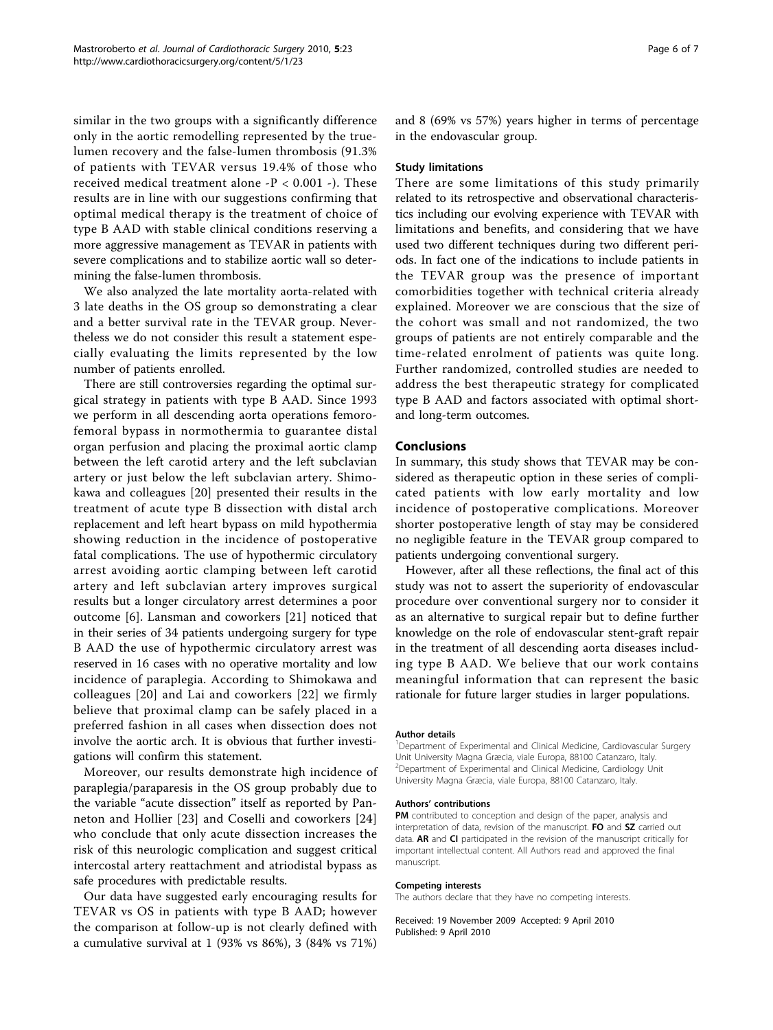similar in the two groups with a significantly difference only in the aortic remodelling represented by the true-lumen recovery and the false-lumen thrombosis (91.3% of patients with TEVAR versus 19.4% of those who received medical treatment alone -P < 0.001 -). These results are in line with our suggestions confirming that optimal medical therapy is the treatment of choice of type B AAD with stable clinical conditions reserving a more aggressive management as TEVAR in patients with severe complications and to stabilize aortic wall so determining the false-lumen thrombosis.

We also analyzed the late mortality aorta-related with 3 late deaths in the OS group so demonstrating a clear and a better survival rate in the TEVAR group. Nevertheless we do not consider this result a statement especially evaluating the limits represented by the low number of patients enrolled.

There are still controversies regarding the optimal surgical strategy in patients with type B AAD. Since 1993 we perform in all descending aorta operations femoro-femoral bypass in normothermia to guarantee distal organ perfusion and placing the proximal aortic clamp between the left carotid artery and the left subclavian artery or just below the left subclavian artery. Shimokawa and colleagues [20] presented their results in the treatment of acute type B dissection with distal arch replacement and left heart bypass on mild hypothermia showing reduction in the incidence of postoperative fatal complications. The use of hypothermic circulatory arrest avoiding aortic clamping between left carotid artery and left subclavian artery improves surgical results but a longer circulatory arrest determines a poor outcome [6]. Lansman and coworkers [21] noticed that in their series of 34 patients undergoing surgery for type B AAD the use of hypothermic circulatory arrest was reserved in 16 cases with no operative mortality and low incidence of paraplegia. According to Shimokawa and colleagues [20] and Lai and coworkers [22] we firmly believe that proximal clamp can be safely placed in a preferred fashion in all cases when dissection does not involve the aortic arch. It is obvious that further investigations will confirm this statement.

Moreover, our results demonstrate high incidence of paraplegia/paraparesis in the OS group probably due to the variable "acute dissection" itself as reported by Panneton and Hollier [23] and Coselli and coworkers [24] who conclude that only acute dissection increases the risk of this neurologic complication and suggest critical intercostal artery reattachment and atriodistal bypass as safe procedures with predictable results.

Our data have suggested early encouraging results for TEVAR vs OS in patients with type B AAD; however the comparison at follow-up is not clearly defined with a cumulative survival at 1 (93% vs 86%), 3 (84% vs 71%) and 8 (69% vs 57%) years higher in terms of percentage in the endovascular group.

### Study limitations

There are some limitations of this study primarily related to its retrospective and observational characteristics including our evolving experience with TEVAR with limitations and benefits, and considering that we have used two different techniques during two different periods. In fact one of the indications to include patients in the TEVAR group was the presence of important comorbidities together with technical criteria already explained. Moreover we are conscious that the size of the cohort was small and not randomized, the two groups of patients are not entirely comparable and the time-related enrolment of patients was quite long. Further randomized, controlled studies are needed to address the best therapeutic strategy for complicated type B AAD and factors associated with optimal short- and long-term outcomes.

## Conclusions

In summary, this study shows that TEVAR may be considered as therapeutic option in these series of complicated patients with low early mortality and low incidence of postoperative complications. Moreover shorter postoperative length of stay may be considered no negligible feature in the TEVAR group compared to patients undergoing conventional surgery.

However, after all these reflections, the final act of this study was not to assert the superiority of endovascular procedure over conventional surgery nor to consider it as an alternative to surgical repair but to define further knowledge on the role of endovascular stent-graft repair in the treatment of all descending aorta diseases including type B AAD. We believe that our work contains meaningful information that can represent the basic rationale for future larger studies in larger populations.

#### Author details

[1]Department of Experimental and Clinical Medicine, Cardiovascular Surgery Unit University Magna Græcia, viale Europa, 88100 Catanzaro, Italy. [2]Department of Experimental and Clinical Medicine, Cardiology Unit University Magna Græcia, viale Europa, 88100 Catanzaro, Italy.

#### Authors' contributions

**PM** contributed to conception and design of the paper, analysis and interpretation of data, revision of the manuscript. **FO** and **SZ** carried out data. **AR** and **CI** participated in the revision of the manuscript critically for important intellectual content. All Authors read and approved the final manuscript.

#### Competing interests

The authors declare that they have no competing interests.

Received: 19 November 2009 Accepted: 9 April 2010
Published: 9 April 2010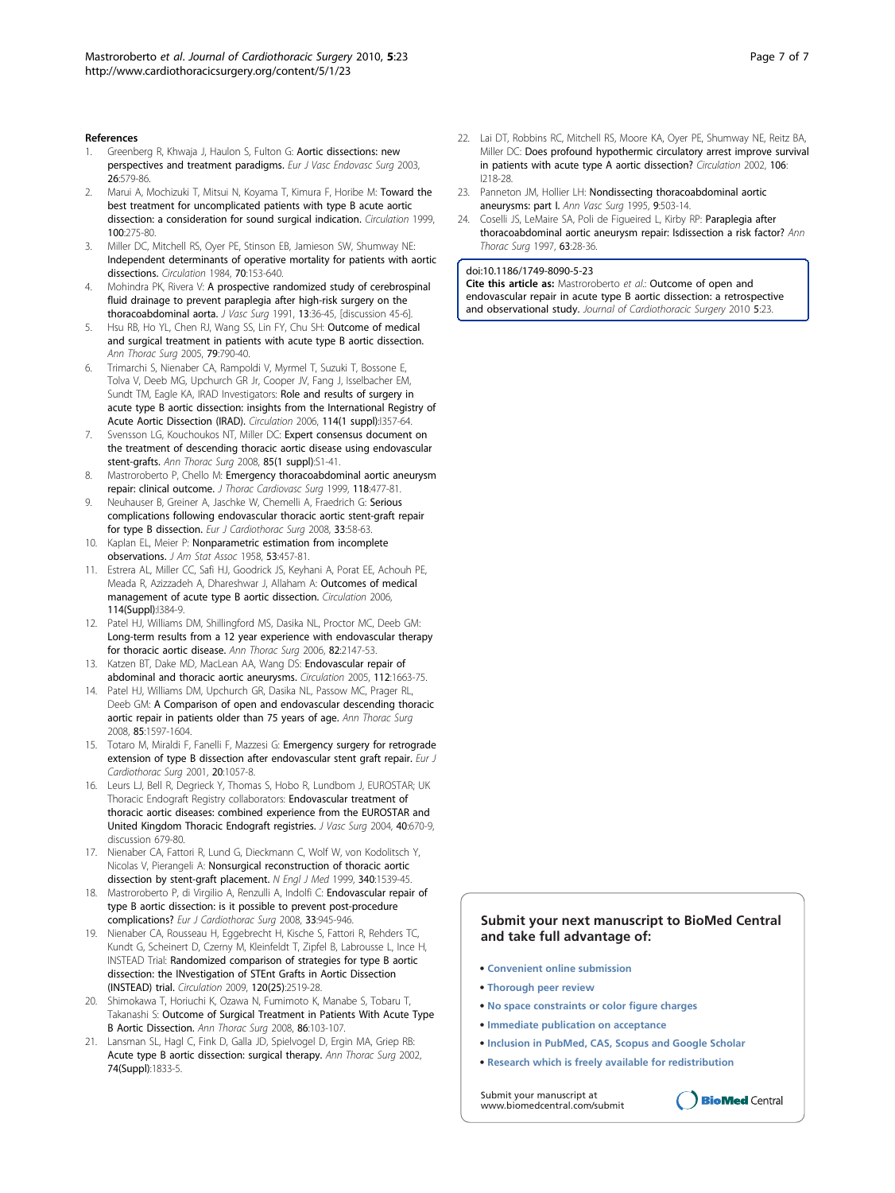## References

1. Greenberg R, Khwaja J, Haulon S, Fulton G: **Aortic dissections: new perspectives and treatment paradigms.** *Eur J Vasc Endovasc Surg* 2003, **26**:579-86.
2. Marui A, Mochizuki T, Mitsui N, Koyama T, Kimura F, Horibe M: **Toward the best treatment for uncomplicated patients with type B acute aortic dissection: a consideration for sound surgical indication.** *Circulation* 1999, **100**:275-80.
3. Miller DC, Mitchell RS, Oyer PE, Stinson EB, Jamieson SW, Shumway NE: **Independent determinants of operative mortality for patients with aortic dissections.** *Circulation* 1984, **70**:153-640.
4. Mohindra PK, Rivera V: **A prospective randomized study of cerebrospinal fluid drainage to prevent paraplegia after high-risk surgery on the thoracoabdominal aorta.** *J Vasc Surg* 1991, **13**:36-45, [discussion 45-6].
5. Hsu RB, Ho YL, Chen RJ, Wang SS, Lin FY, Chu SH: **Outcome of medical and surgical treatment in patients with acute type B aortic dissection.** *Ann Thorac Surg* 2005, **79**:790-40.
6. Trimarchi S, Nienaber CA, Rampoldi V, Myrmel T, Suzuki T, Bossone E, Tolva V, Deeb MG, Upchurch GR Jr, Cooper JV, Fang J, Isselbacher EM, Sundt TM, Eagle KA, IRAD Investigators: **Role and results of surgery in acute type B aortic dissection: insights from the International Registry of Acute Aortic Dissection (IRAD).** *Circulation* 2006, **114(1 suppl)**:I357-64.
7. Svensson LG, Kouchoukos NT, Miller DC: **Expert consensus document on the treatment of descending thoracic aortic disease using endovascular stent-grafts.** *Ann Thorac Surg* 2008, **85(1 suppl)**:S1-41.
8. Mastroroberto P, Chello M: **Emergency thoracoabdominal aortic aneurysm repair: clinical outcome.** *J Thorac Cardiovasc Surg* 1999, **118**:477-81.
9. Neuhauser B, Greiner A, Jaschke W, Chemelli A, Fraedrich G: **Serious complications following endovascular thoracic aortic stent-graft repair for type B dissection.** *Eur J Cardiothorac Surg* 2008, **33**:58-63.
10. Kaplan EL, Meier P: **Nonparametric estimation from incomplete observations.** *J Am Stat Assoc* 1958, **53**:457-81.
11. Estrera AL, Miller CC, Safi HJ, Goodrick JS, Keyhani A, Porat EE, Achouh PE, Meada R, Azizzadeh A, Dhareshwar J, Allaham A: **Outcomes of medical management of acute type B aortic dissection.** *Circulation* 2006, **114(Suppl)**:I384-9.
12. Patel HJ, Williams DM, Shillingford MS, Dasika NL, Proctor MC, Deeb GM: **Long-term results from a 12 year experience with endovascular therapy for thoracic aortic disease.** *Ann Thorac Surg* 2006, **82**:2147-53.
13. Katzen BT, Dake MD, MacLean AA, Wang DS: **Endovascular repair of abdominal and thoracic aortic aneurysms.** *Circulation* 2005, **112**:1663-75.
14. Patel HJ, Williams DM, Upchurch GR, Dasika NL, Passow MC, Prager RL, Deeb GM: **A Comparison of open and endovascular descending thoracic aortic repair in patients older than 75 years of age.** *Ann Thorac Surg* 2008, **85**:1597-1604.
15. Totaro M, Miraldi F, Fanelli F, Mazzesi G: **Emergency surgery for retrograde extension of type B dissection after endovascular stent graft repair.** *Eur J Cardiothorac Surg* 2001, **20**:1057-8.
16. Leurs LJ, Bell R, Degrieck Y, Thomas S, Hobo R, Lundbom J, EUROSTAR; UK Thoracic Endograft Registry collaborators: **Endovascular treatment of thoracic aortic diseases: combined experience from the EUROSTAR and United Kingdom Thoracic Endograft registries.** *J Vasc Surg* 2004, **40**:670-9, discussion 679-80.
17. Nienaber CA, Fattori R, Lund G, Dieckmann C, Wolf W, von Kodolitsch Y, Nicolas V, Pierangeli A: **Nonsurgical reconstruction of thoracic aortic dissection by stent-graft placement.** *N Engl J Med* 1999, **340**:1539-45.
18. Mastroroberto P, di Virgilio A, Renzulli A, Indolfi C: **Endovascular repair of type B aortic dissection: is it possible to prevent post-procedure complications?** *Eur J Cardiothorac Surg* 2008, **33**:945-946.
19. Nienaber CA, Rousseau H, Eggebrecht H, Kische S, Fattori R, Rehders TC, Kundt G, Scheinert D, Czerny M, Kleinfeldt T, Zipfel B, Labrousse L, Ince H, INSTEAD Trial: **Randomized comparison of strategies for type B aortic dissection: the INvestigation of STEnt Grafts in Aortic Dissection (INSTEAD) trial.** *Circulation* 2009, **120(25)**:2519-28.
20. Shimokawa T, Horiuchi K, Ozawa N, Fumimoto K, Manabe S, Tobaru T, Takanashi S: **Outcome of Surgical Treatment in Patients With Acute Type B Aortic Dissection.** *Ann Thorac Surg* 2008, **86**:103-107.
21. Lansman SL, Hagl C, Fink D, Galla JD, Spielvogel D, Ergin MA, Griep RB: **Acute type B aortic dissection: surgical therapy.** *Ann Thorac Surg* 2002, **74(Suppl)**:1833-5.
22. Lai DT, Robbins RC, Mitchell RS, Moore KA, Oyer PE, Shumway NE, Reitz BA, Miller DC: **Does profound hypothermic circulatory arrest improve survival in patients with acute type A aortic dissection?** *Circulation* 2002, **106**:I218-28.
23. Panneton JM, Hollier LH: **Nondissecting thoracoabdominal aortic aneurysms: part I.** *Ann Vasc Surg* 1995, **9**:503-14.
24. Coselli JS, LeMaire SA, Poli de Figueired L, Kirby RP: **Paraplegia after thoracoabdominal aortic aneurysm repair: Isdissection a risk factor?** *Ann Thorac Surg* 1997, **63**:28-36.

doi:10.1186/1749-8090-5-23

**Cite this article as:** Mastroroberto *et al.*: Outcome of open and endovascular repair in acute type B aortic dissection: a retrospective and observational study. *Journal of Cardiothoracic Surgery* 2010 **5**:23.

**Submit your next manuscript to BioMed Central and take full advantage of:**

- Convenient online submission
- Thorough peer review
- No space constraints or color figure charges
- Immediate publication on acceptance
- Inclusion in PubMed, CAS, Scopus and Google Scholar
- Research which is freely available for redistribution

Submit your manuscript at www.biomedcentral.com/submit

BioMed Central